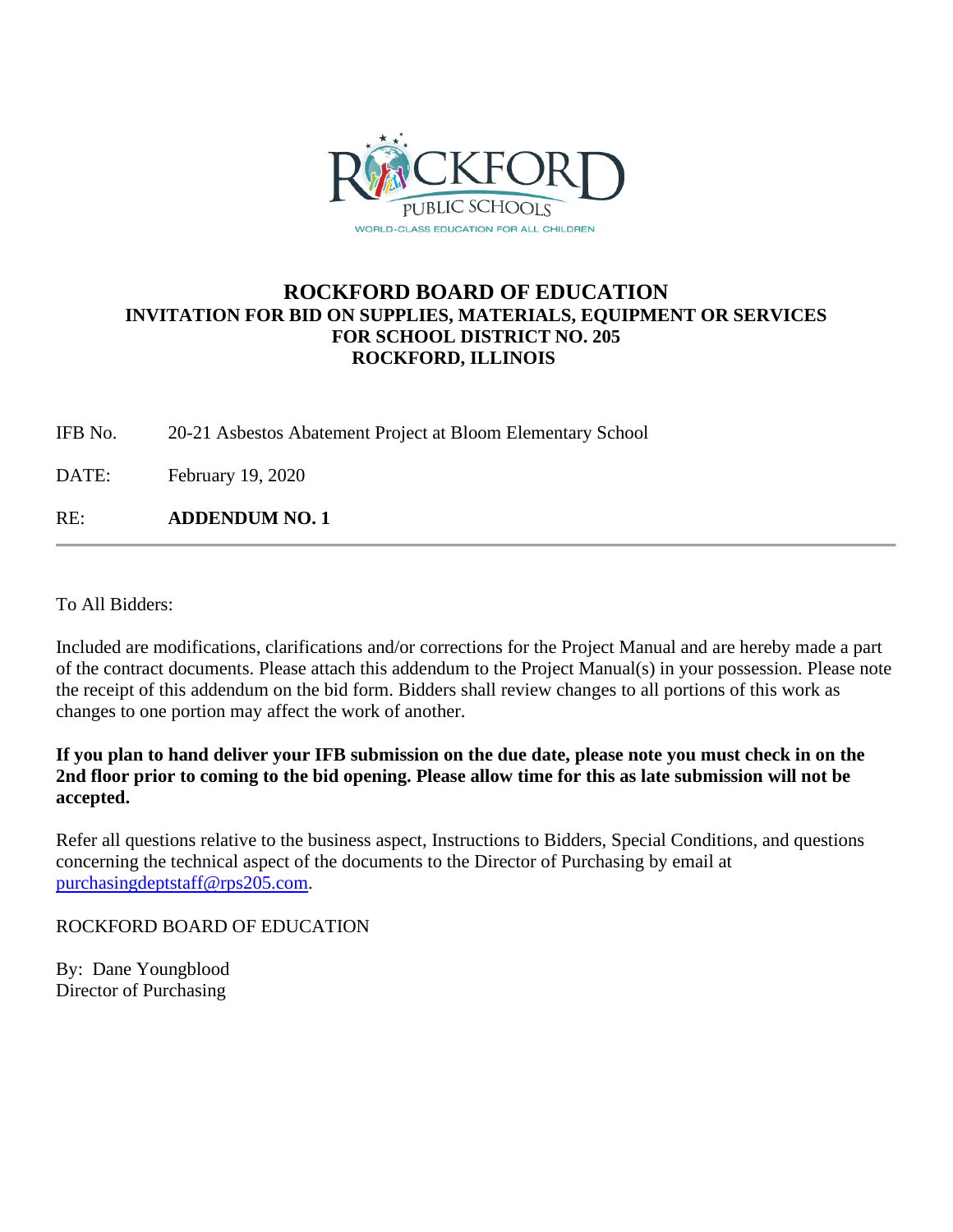ROCKFORD PUBLIC SCHOOLS

WORLD-CLASS EDUCATION FOR ALL CHILDREN

# ROCKFORD BOARD OF EDUCATION

## INVITATION FOR BID ON SUPPLIES, MATERIALS, EQUIPMENT OR SERVICES FOR SCHOOL DISTRICT NO. 205 ROCKFORD, ILLINOIS

IFB No. 20-21 Asbestos Abatement Project at Bloom Elementary School

DATE: February 19, 2020

RE: **ADDENDUM NO. 1**

---

To All Bidders:

Included are modifications, clarifications and/or corrections for the Project Manual and are hereby made a part of the contract documents. Please attach this addendum to the Project Manual(s) in your possession. Please note the receipt of this addendum on the bid form. Bidders shall review changes to all portions of this work as changes to one portion may affect the work of another.

**If you plan to hand deliver your IFB submission on the due date, please note you must check in on the 2nd floor prior to coming to the bid opening. Please allow time for this as late submission will not be accepted.**

Refer all questions relative to the business aspect, Instructions to Bidders, Special Conditions, and questions concerning the technical aspect of the documents to the Director of Purchasing by email at purchasingdeptstaff@rps205.com.

ROCKFORD BOARD OF EDUCATION

By: Dane Youngblood
Director of Purchasing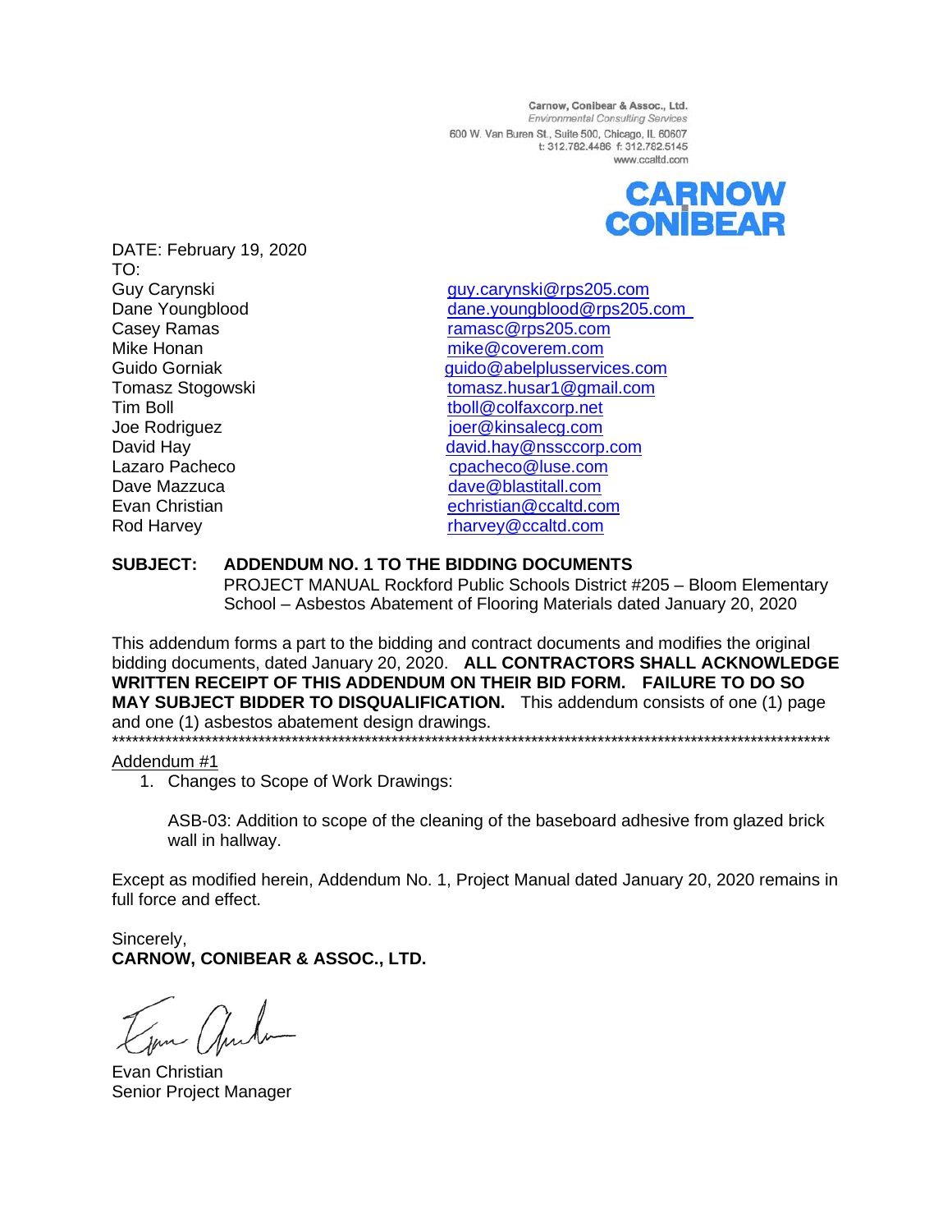Carnow, Conibear & Assoc., Ltd.
*Environmental Consulting Services*
600 W. Van Buren St., Suite 500, Chicago, IL 60607
t: 312.782.4486 f: 312.782.5145
www.ccaltd.com

**CARNOW CONIBEAR**

DATE: February 19, 2020
TO:

| | |
|---|---|
| Guy Carynski | guy.carynski@rps205.com |
| Dane Youngblood | dane.youngblood@rps205.com |
| Casey Ramas | ramasc@rps205.com |
| Mike Honan | mike@coverem.com |
| Guido Gorniak | guido@abelplusservices.com |
| Tomasz Stogowski | tomasz.husar1@gmail.com |
| Tim Boll | tboll@colfaxcorp.net |
| Joe Rodriguez | joer@kinsalecg.com |
| David Hay | david.hay@nssccorp.com |
| Lazaro Pacheco | cpacheco@luse.com |
| Dave Mazzuca | dave@blastitall.com |
| Evan Christian | echristian@ccaltd.com |
| Rod Harvey | rharvey@ccaltd.com |

**SUBJECT: ADDENDUM NO. 1 TO THE BIDDING DOCUMENTS**
PROJECT MANUAL Rockford Public Schools District #205 – Bloom Elementary School – Asbestos Abatement of Flooring Materials dated January 20, 2020

This addendum forms a part to the bidding and contract documents and modifies the original bidding documents, dated January 20, 2020. **ALL CONTRACTORS SHALL ACKNOWLEDGE WRITTEN RECEIPT OF THIS ADDENDUM ON THEIR BID FORM. FAILURE TO DO SO MAY SUBJECT BIDDER TO DISQUALIFICATION.** This addendum consists of one (1) page and one (1) asbestos abatement design drawings.

*******************************************************************************************************

Addendum #1

1. Changes to Scope of Work Drawings:

   ASB-03: Addition to scope of the cleaning of the baseboard adhesive from glazed brick wall in hallway.

Except as modified herein, Addendum No. 1, Project Manual dated January 20, 2020 remains in full force and effect.

Sincerely,
**CARNOW, CONIBEAR & ASSOC., LTD.**

Evan Christian
Senior Project Manager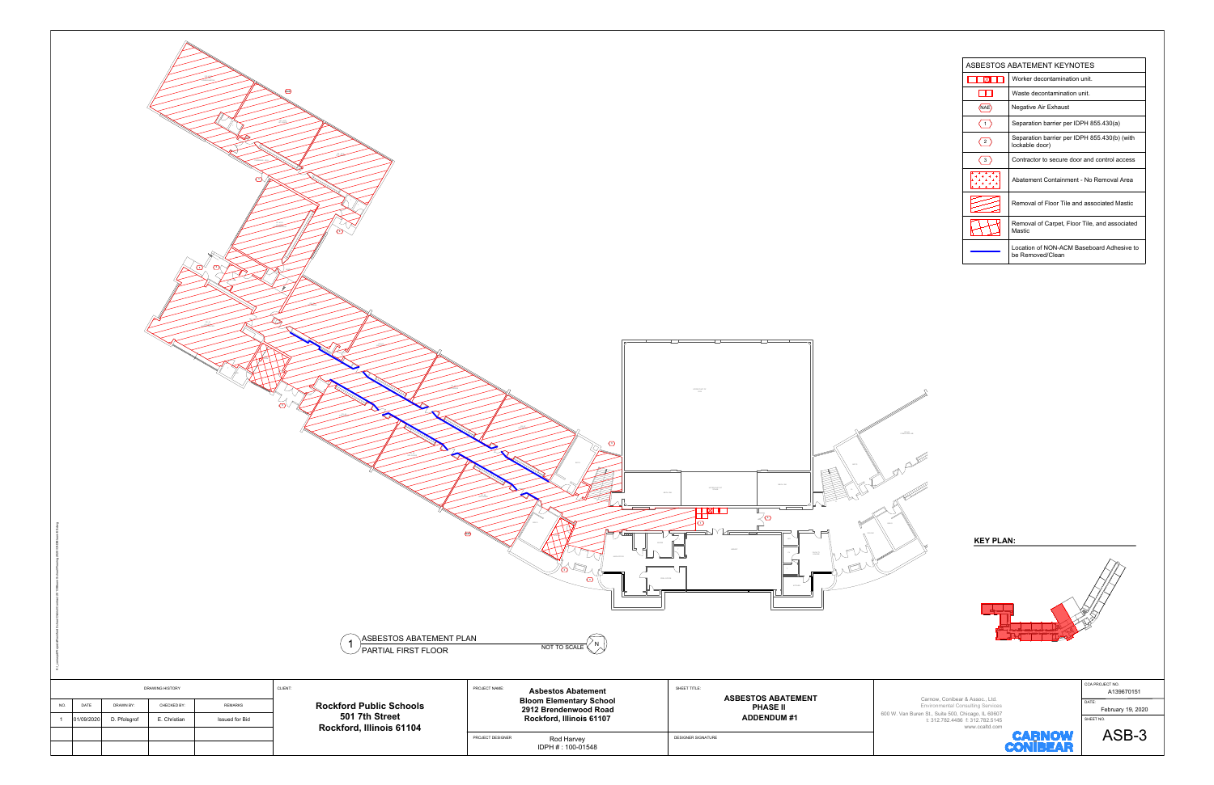## ASBESTOS ABATEMENT KEYNOTES

| Symbol | Description |
|---|---|
| (Worker decon unit symbol) | Worker decontamination unit. |
| (Waste decon unit symbol) | Waste decontamination unit. |
| NAE | Negative Air Exhaust |
| 1 | Separation barrier per IDPH 855.430(a) |
| 2 | Separation barrier per IDPH 855.430(b) (with lockable door) |
| 3 | Contractor to secure door and control access |
| (Hatch symbol) | Abatement Containment - No Removal Area |
| (Hatch symbol) | Removal of Floor Tile and associated Mastic |
| (Hatch symbol) | Removal of Carpet, Floor Tile, and associated Mastic |
| (Blue line) | Location of NON-ACM Baseboard Adhesive to be Removed/Clean |

**KEY PLAN:**

1 ASBESTOS ABATEMENT PLAN
PARTIAL FIRST FLOOR
NOT TO SCALE

| DRAWING HISTORY | | | | |
|---|---|---|---|---|
| NO. | DATE | DRAWN BY: | CHECKED BY: | REMARKS: |
| 1 | 01/09/2020 | D. Pfolsgrof | E. Christian | Issued for Bid |

CLIENT:
**Rockford Public Schools**
**501 7th Street**
**Rockford, Illinois 61104**

PROJECT NAME:
**Asbestos Abatement**
**Bloom Elementary School**
**2912 Brendenwood Road**
**Rockford, Illinois 61107**

PROJECT DESIGNER: Rod Harvey
IDPH # : 100-01548

SHEET TITLE:
**ASBESTOS ABATEMENT**
**PHASE II**
**ADDENDUM #1**

DESIGNER SIGNATURE

Carnow, Conibear & Assoc., Ltd.
Environmental Consulting Services
600 W. Van Buren St., Suite 500, Chicago, IL 60607
t: 312.782.4486 f: 312.782.5145
www.ccaltd.com

CARNOW CONIBEAR

CCA PROJECT NO.: A139670151
DATE: February 19, 2020
SHEET NO.: ASB-3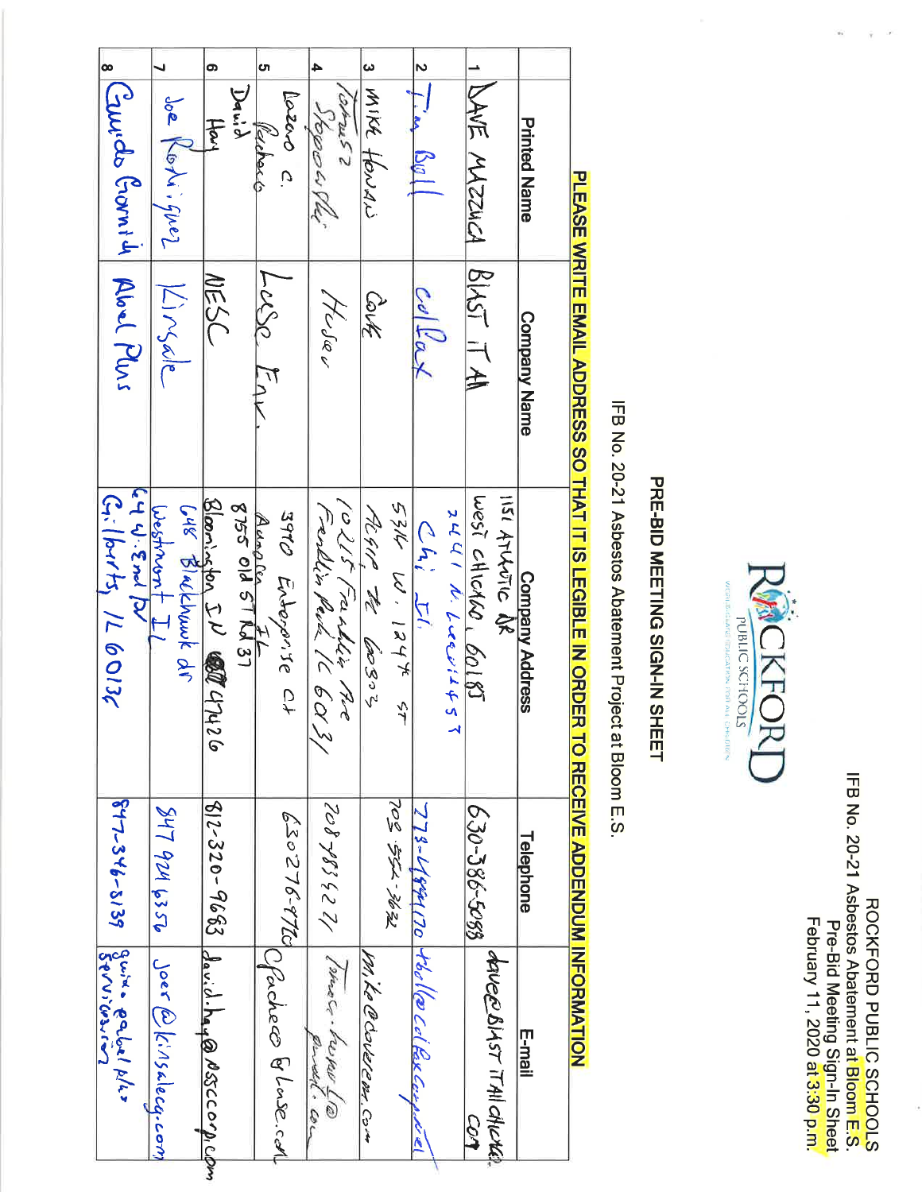ROCKFORD PUBLIC SCHOOLS
IFB No. 20-21 Asbestos Abatement at Bloom E.S.
Pre-Bid Meeting Sign-In Sheet
February 11, 2020 at 3:30 p.m.

ROCKFORD PUBLIC SCHOOLS

# PRE-BID MEETING SIGN-IN SHEET

IFB No. 20-21 Asbestos Abatement Project at Bloom E.S.

**PLEASE WRITE EMAIL ADDRESS SO THAT IT IS LEGIBLE IN ORDER TO RECEIVE ADDENDUM INFORMATION**

| | Printed Name | Company Name | Company Address | Telephone | E-mail |
|---|---|---|---|---|---|
| 1 | DAVE MAZZUCA | BLAST IT All | 1151 Atlantic Dr West Chicago, 60185 | 630-386-5088 | dave@blastitallchicago.com |
| 2 | Tim Boll | Colfax | 2441 N. Leavitt St Chi, IL | 773-4??-0170 | tboll@colfaxcorp.net |
| 3 | Mike Howard | Cove | 5316 W. 124th St Alsip IL 60803 | 708-552-3632 | mike@coveteam.com |
| 4 | Tomasz Stepowski | Husar | 10215 Franklin Ave Franklin Park IL 60131 | 708-785-5221 | tomasz.husar@gmail.com |
| 5 | Lazaro C. Pacheco | Lese Env. | 3910 Enterprise Ct Aurora IL | 630-276-9760 | cpacheco@lese.com |
| 6 | David Hay | NESC | 8755 Old SR Rd 37 Bloomington IN 47426 | 812-320-9683 | david.hay@nsccorp.com |
| 7 | Joe Rodriguez | Kinsale | 648 Blackhawk dr Westmont IL | 847 924 6356 | joer@kinsalecg.com |
| 8 | Guido Gornick | Abel Plus | 64 W. End Dr Gilberts, IL 60136 | 847-346-8139 | guido@abelplus services.com |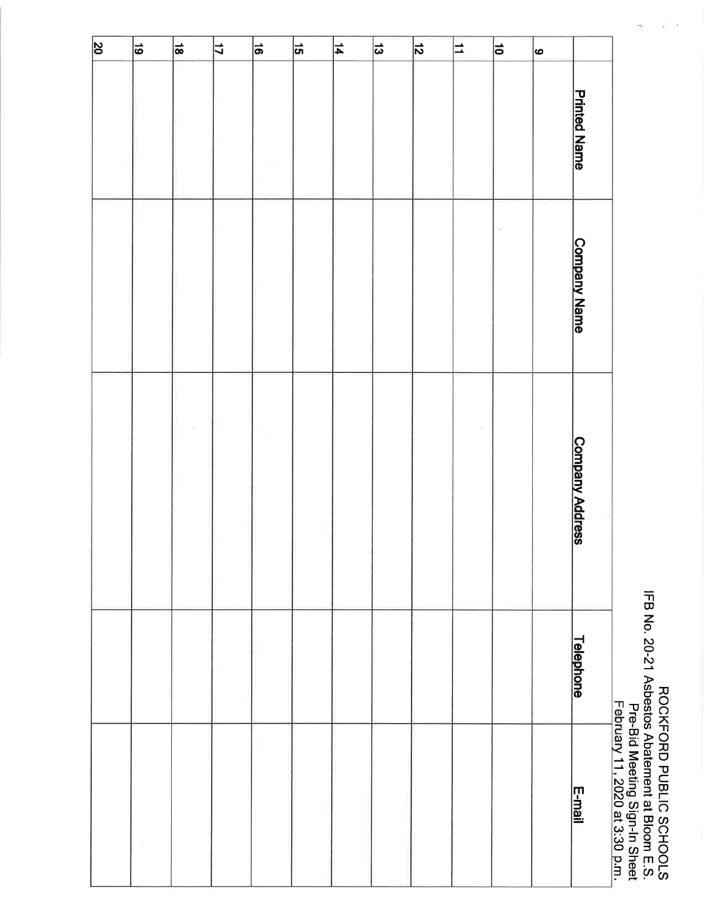ROCKFORD PUBLIC SCHOOLS
IFB No. 20-21 Asbestos Abatement at Bloom E.S.
Pre-Bid Meeting Sign-In Sheet
February 11, 2020 at 3:30 p.m.

| | Printed Name | Company Name | Company Address | Telephone | E-mail |
|---|---|---|---|---|---|
| 9 | | | | | |
| 10 | | | | | |
| 11 | | | | | |
| 12 | | | | | |
| 13 | | | | | |
| 14 | | | | | |
| 15 | | | | | |
| 16 | | | | | |
| 17 | | | | | |
| 18 | | | | | |
| 19 | | | | | |
| 20 | | | | | |